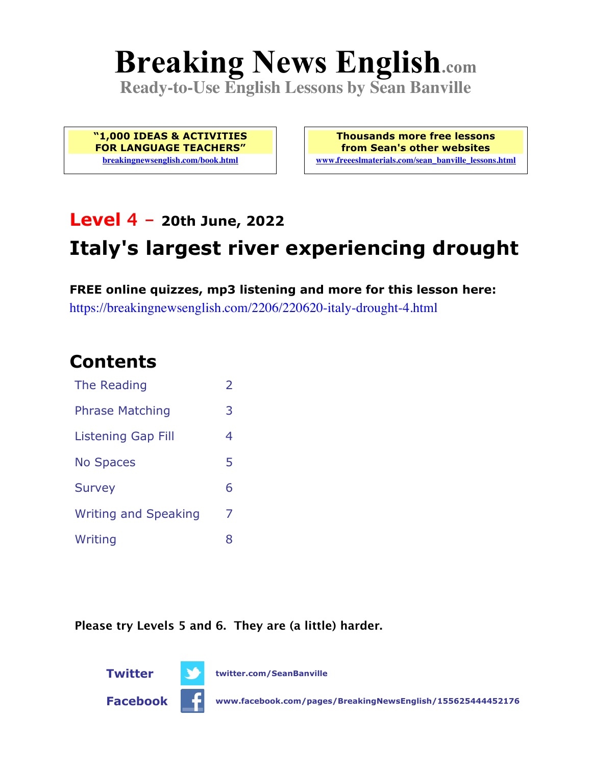# Breaking News English.com

**Ready-to-Use English Lessons by Sean Banville**

**"1,000 IDEAS & ACTIVITIES FOR LANGUAGE TEACHERS"**
breakingnewsenglish.com/book.html

**Thousands more free lessons from Sean's other websites**
www.freeeslmaterials.com/sean_banville_lessons.html

## Level 4 – 20th June, 2022

## Italy's largest river experiencing drought

**FREE online quizzes, mp3 listening and more for this lesson here:**
https://breakingnewsenglish.com/2206/220620-italy-drought-4.html

## Contents

| | |
|---|---|
| The Reading | 2 |
| Phrase Matching | 3 |
| Listening Gap Fill | 4 |
| No Spaces | 5 |
| Survey | 6 |
| Writing and Speaking | 7 |
| Writing | 8 |

**Please try Levels 5 and 6. They are (a little) harder.**

**Twitter** twitter.com/SeanBanville

**Facebook** www.facebook.com/pages/BreakingNewsEnglish/155625444452176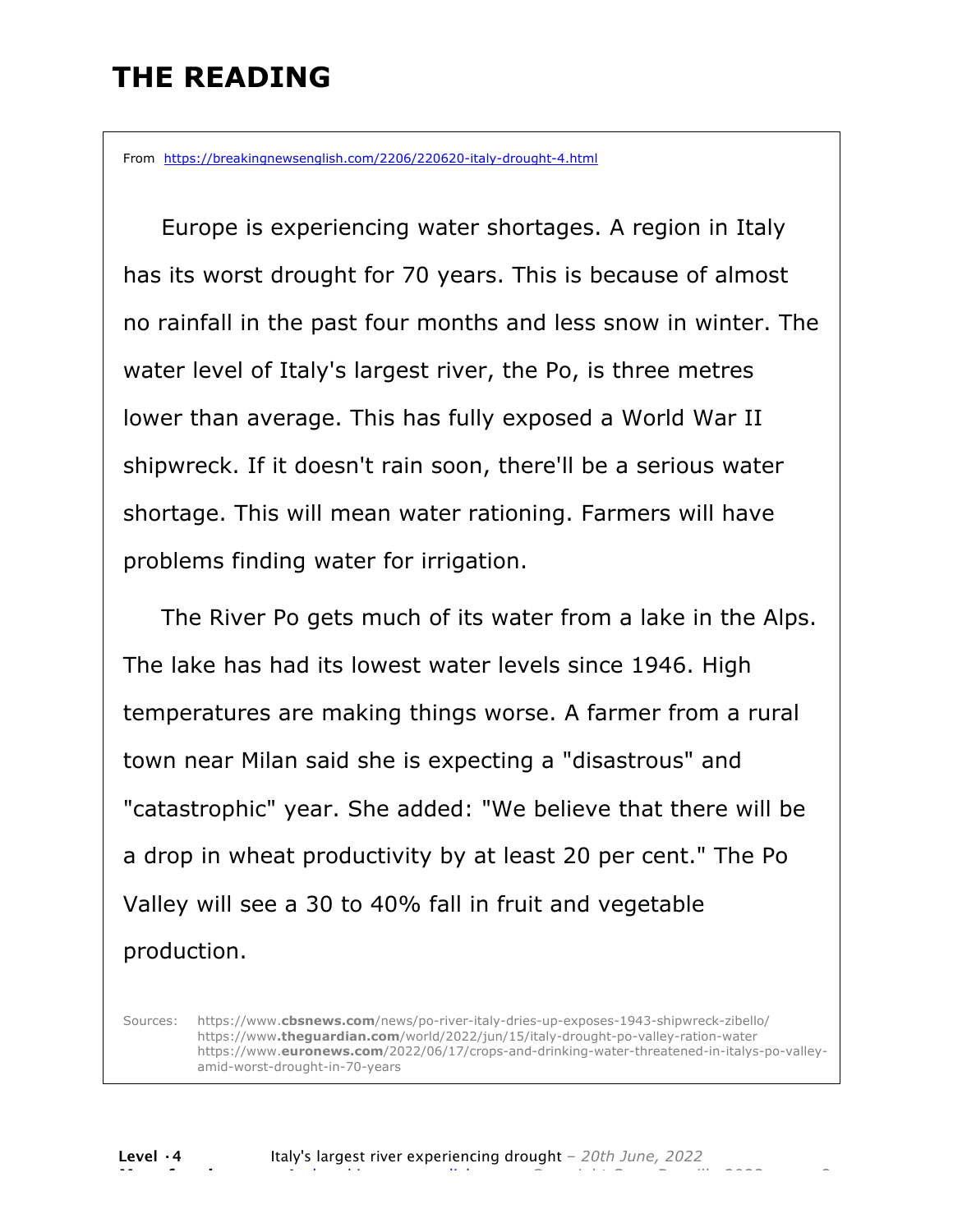# THE READING

From https://breakingnewsenglish.com/2206/220620-italy-drought-4.html

Europe is experiencing water shortages. A region in Italy has its worst drought for 70 years. This is because of almost no rainfall in the past four months and less snow in winter. The water level of Italy's largest river, the Po, is three metres lower than average. This has fully exposed a World War II shipwreck. If it doesn't rain soon, there'll be a serious water shortage. This will mean water rationing. Farmers will have problems finding water for irrigation.

The River Po gets much of its water from a lake in the Alps. The lake has had its lowest water levels since 1946. High temperatures are making things worse. A farmer from a rural town near Milan said she is expecting a "disastrous" and "catastrophic" year. She added: "We believe that there will be a drop in wheat productivity by at least 20 per cent." The Po Valley will see a 30 to 40% fall in fruit and vegetable production.

Sources: https://www.**cbsnews.com**/news/po-river-italy-dries-up-exposes-1943-shipwreck-zibello/
https://www.**theguardian.com**/world/2022/jun/15/italy-drought-po-valley-ration-water
https://www.**euronews.com**/2022/06/17/crops-and-drinking-water-threatened-in-italys-po-valley-amid-worst-drought-in-70-years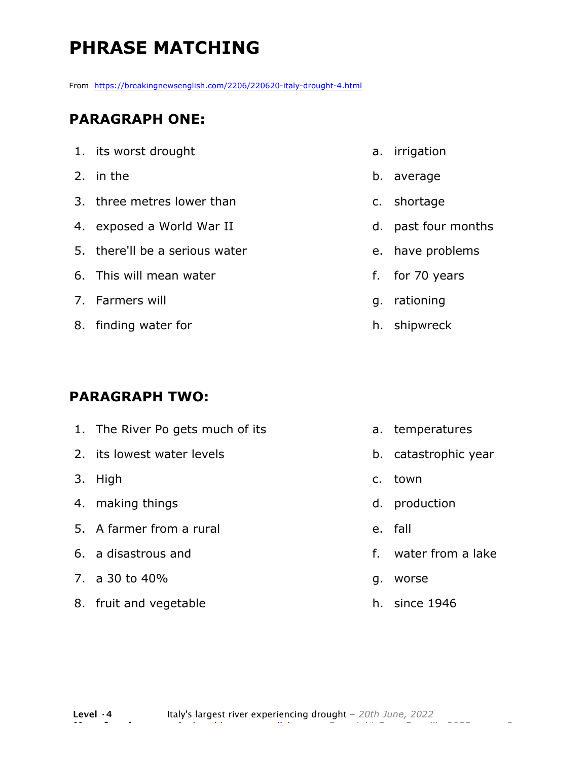# PHRASE MATCHING

From https://breakingnewsenglish.com/2206/220620-italy-drought-4.html

## PARAGRAPH ONE:

1. its worst drought
2. in the
3. three metres lower than
4. exposed a World War II
5. there'll be a serious water
6. This will mean water
7. Farmers will
8. finding water for

a. irrigation
b. average
c. shortage
d. past four months
e. have problems
f. for 70 years
g. rationing
h. shipwreck

## PARAGRAPH TWO:

1. The River Po gets much of its
2. its lowest water levels
3. High
4. making things
5. A farmer from a rural
6. a disastrous and
7. a 30 to 40%
8. fruit and vegetable

a. temperatures
b. catastrophic year
c. town
d. production
e. fall
f. water from a lake
g. worse
h. since 1946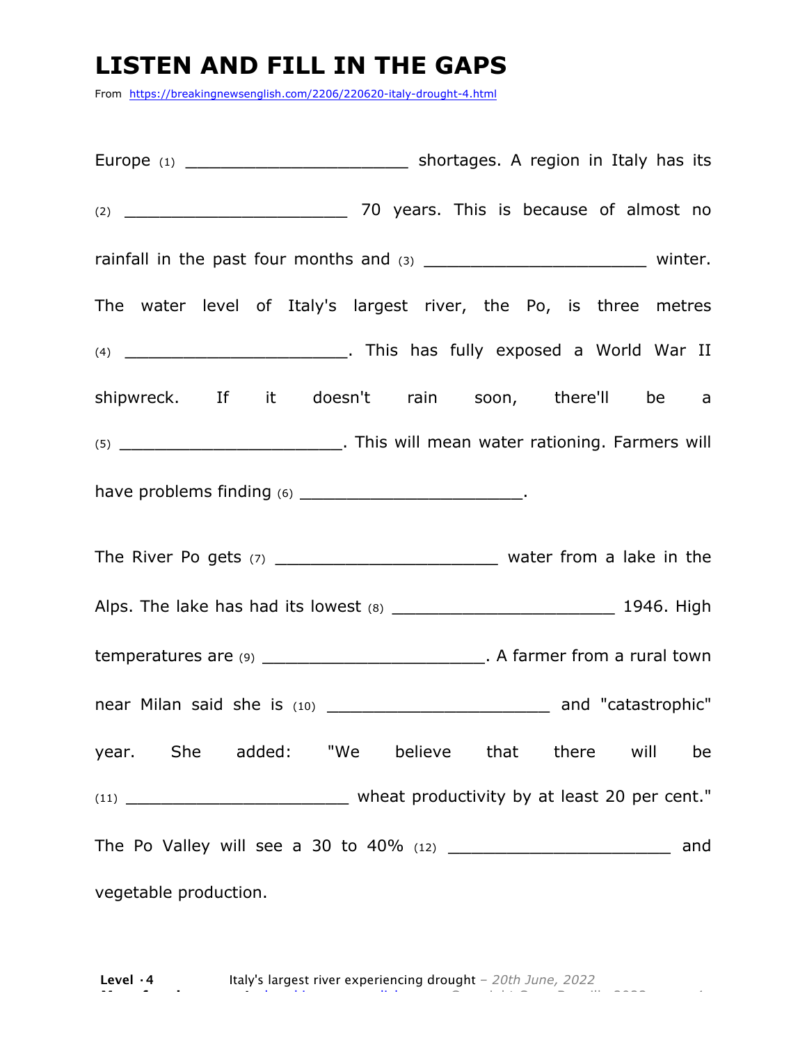# LISTEN AND FILL IN THE GAPS

From https://breakingnewsenglish.com/2206/220620-italy-drought-4.html

Europe (1) ______________________ shortages. A region in Italy has its (2) ______________________ 70 years. This is because of almost no rainfall in the past four months and (3) ______________________ winter. The water level of Italy's largest river, the Po, is three metres (4) ______________________. This has fully exposed a World War II shipwreck. If it doesn't rain soon, there'll be a (5) ______________________. This will mean water rationing. Farmers will have problems finding (6) ______________________.

The River Po gets (7) ______________________ water from a lake in the Alps. The lake has had its lowest (8) ______________________ 1946. High temperatures are (9) ______________________. A farmer from a rural town near Milan said she is (10) ______________________ and "catastrophic" year. She added: "We believe that there will be (11) ______________________ wheat productivity by at least 20 per cent." The Po Valley will see a 30 to 40% (12) ______________________ and vegetable production.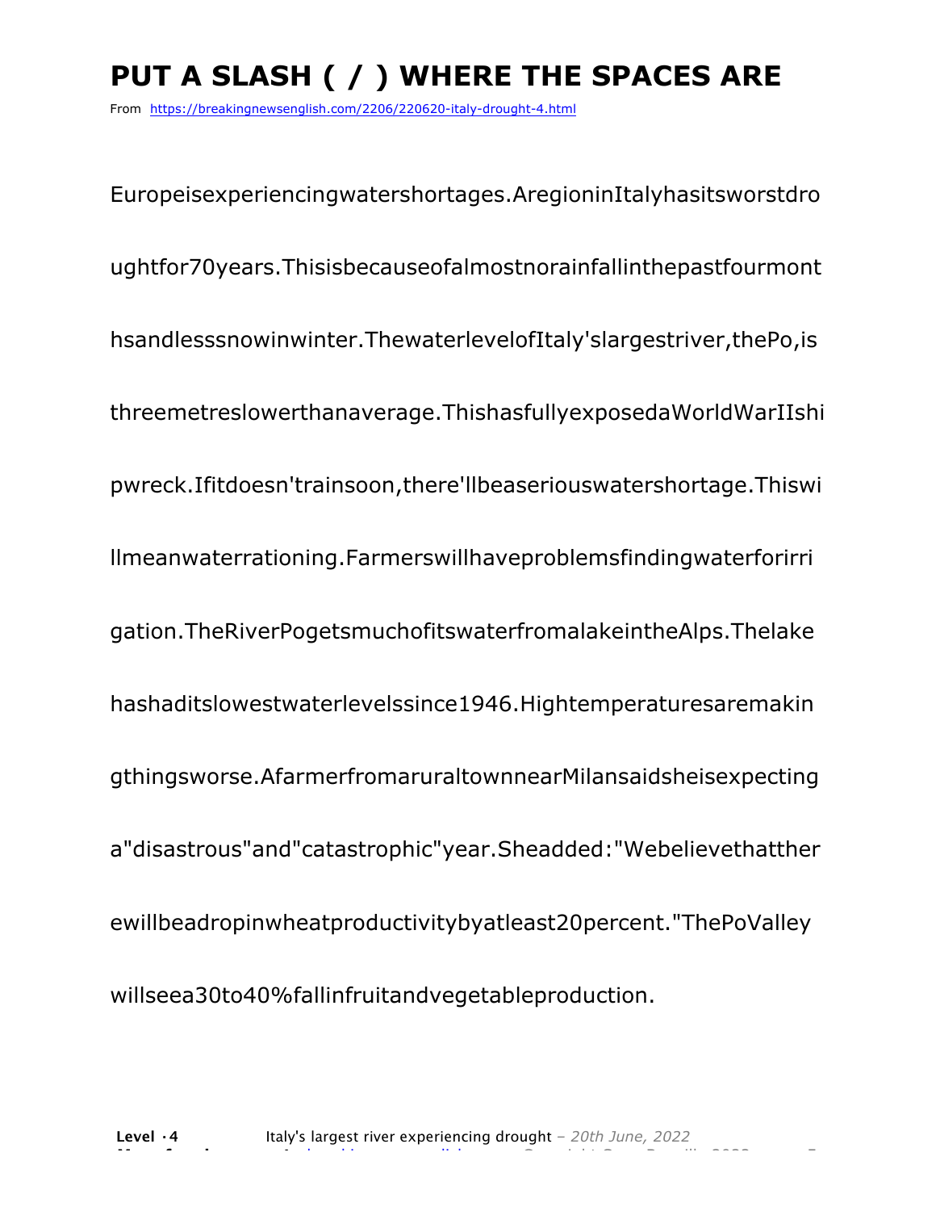# PUT A SLASH ( / ) WHERE THE SPACES ARE

From https://breakingnewsenglish.com/2206/220620-italy-drought-4.html

EuropeisexperiencingwatershortagesAregioninItalyhasitsworstdro

ughtfor70years.Thisisbecauseofalmostnorainfallinthepastfourmont

hsandlesssnowinwinter.ThewaterlevelofItaly'slargestriver,thePo,is

threemetreslowerthanaverage.ThishasfullyexposedaWorldWarIIshi

pwreck.Ifitdoesn'trainsoon,there'llbeaseriouswatershortage.Thiswi

llmeanwaterrationing.Farmerswillhaveproblemsfindingwaterforirri

gation.TheRiverPogetsmuchofitswaterfromalakeintheAlps.Thelake

hashaditslowestwaterlevelssince1946.Hightemperaturesaremakin

gthingsworse.AfarmerfromaruraltownnearMilansaidsheisexpecting

a"disastrous"and"catastrophic"year.Sheadded:"Webelievethatther

ewillbeadropinwheatproductivitybyatleast20percent."ThePoValley

willseea30to40%fallinfruitandvegetableproduction.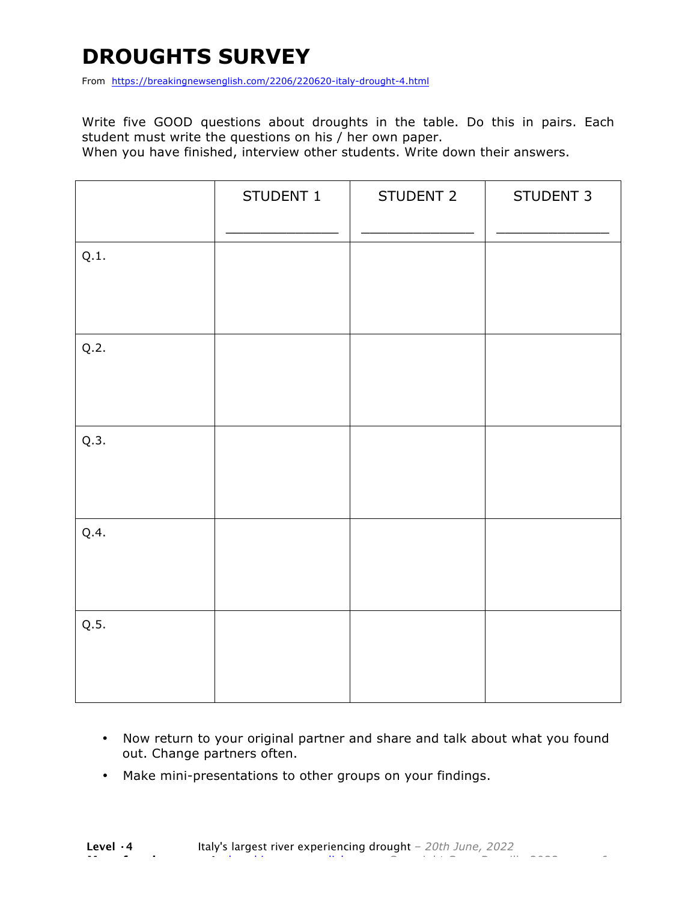# DROUGHTS SURVEY

From https://breakingnewsenglish.com/2206/220620-italy-drought-4.html

Write five GOOD questions about droughts in the table. Do this in pairs. Each student must write the questions on his / her own paper.
When you have finished, interview other students. Write down their answers.

| | STUDENT 1<br>_______________ | STUDENT 2<br>_______________ | STUDENT 3<br>_______________ |
|---|---|---|---|
| Q.1. | | | |
| Q.2. | | | |
| Q.3. | | | |
| Q.4. | | | |
| Q.5. | | | |

- Now return to your original partner and share and talk about what you found out. Change partners often.
- Make mini-presentations to other groups on your findings.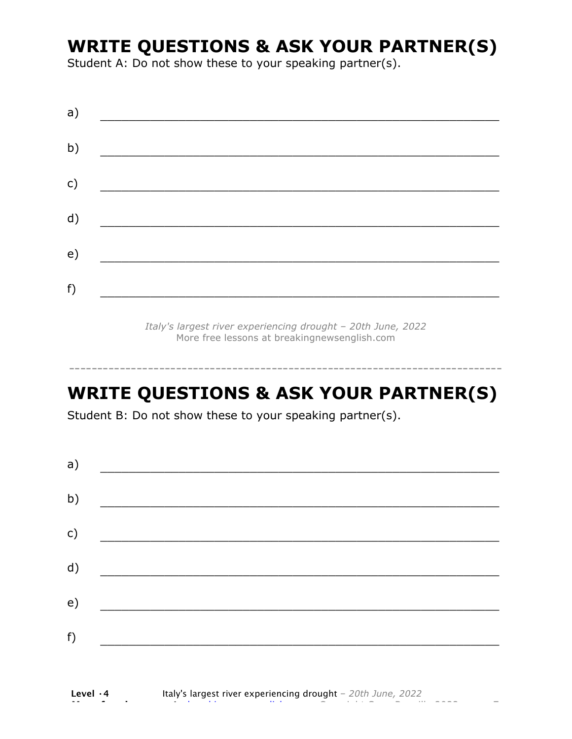## WRITE QUESTIONS & ASK YOUR PARTNER(S)

Student A: Do not show these to your speaking partner(s).

a) ______________________________________________________________

b) ______________________________________________________________

c) ______________________________________________________________

d) ______________________________________________________________

e) ______________________________________________________________

f) ______________________________________________________________

*Italy's largest river experiencing drought – 20th June, 2022*
More free lessons at breakingnewsenglish.com

---

## WRITE QUESTIONS & ASK YOUR PARTNER(S)

Student B: Do not show these to your speaking partner(s).

a) ______________________________________________________________

b) ______________________________________________________________

c) ______________________________________________________________

d) ______________________________________________________________

e) ______________________________________________________________

f) ______________________________________________________________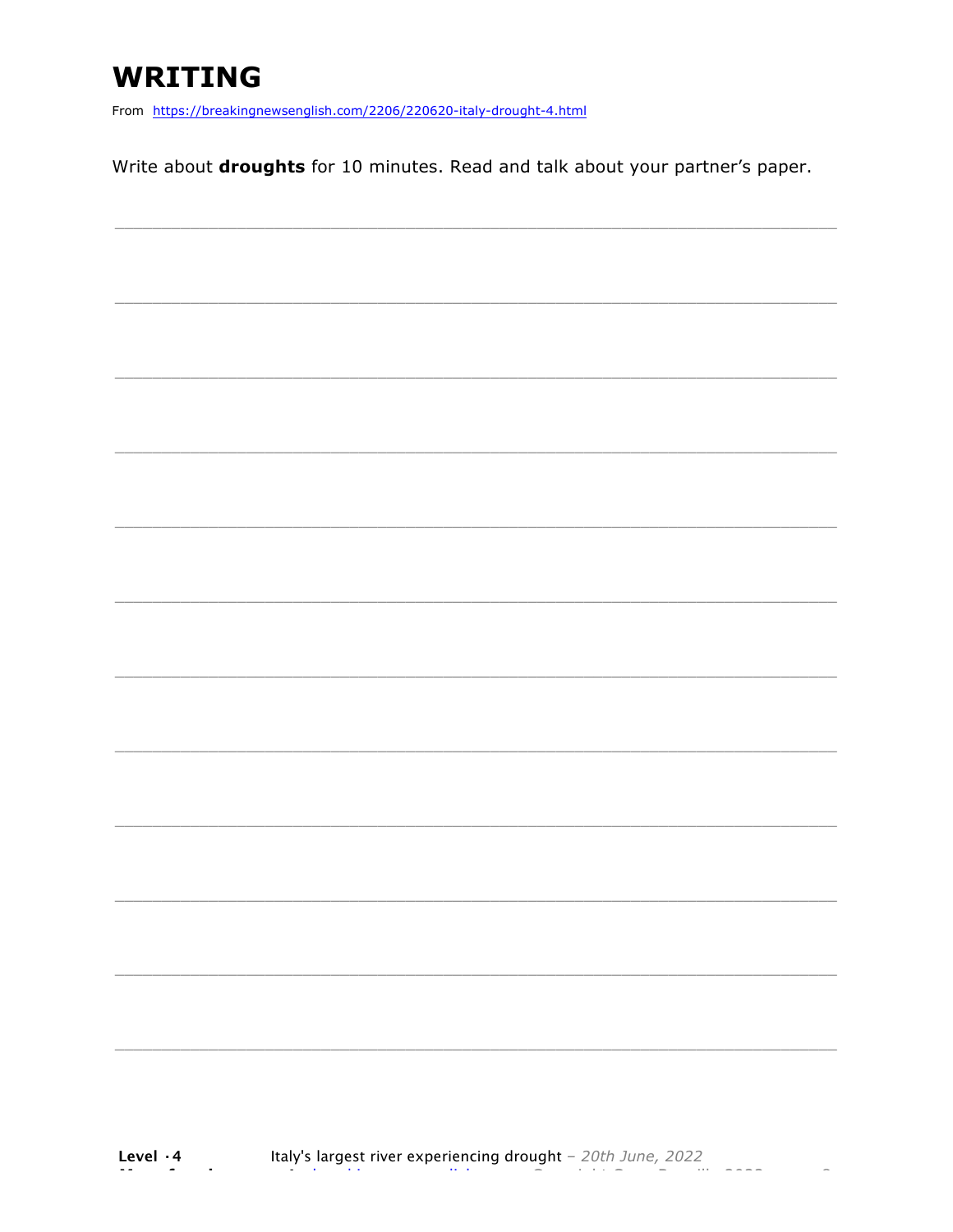# WRITING

From https://breakingnewsenglish.com/2206/220620-italy-drought-4.html

Write about **droughts** for 10 minutes. Read and talk about your partner's paper.